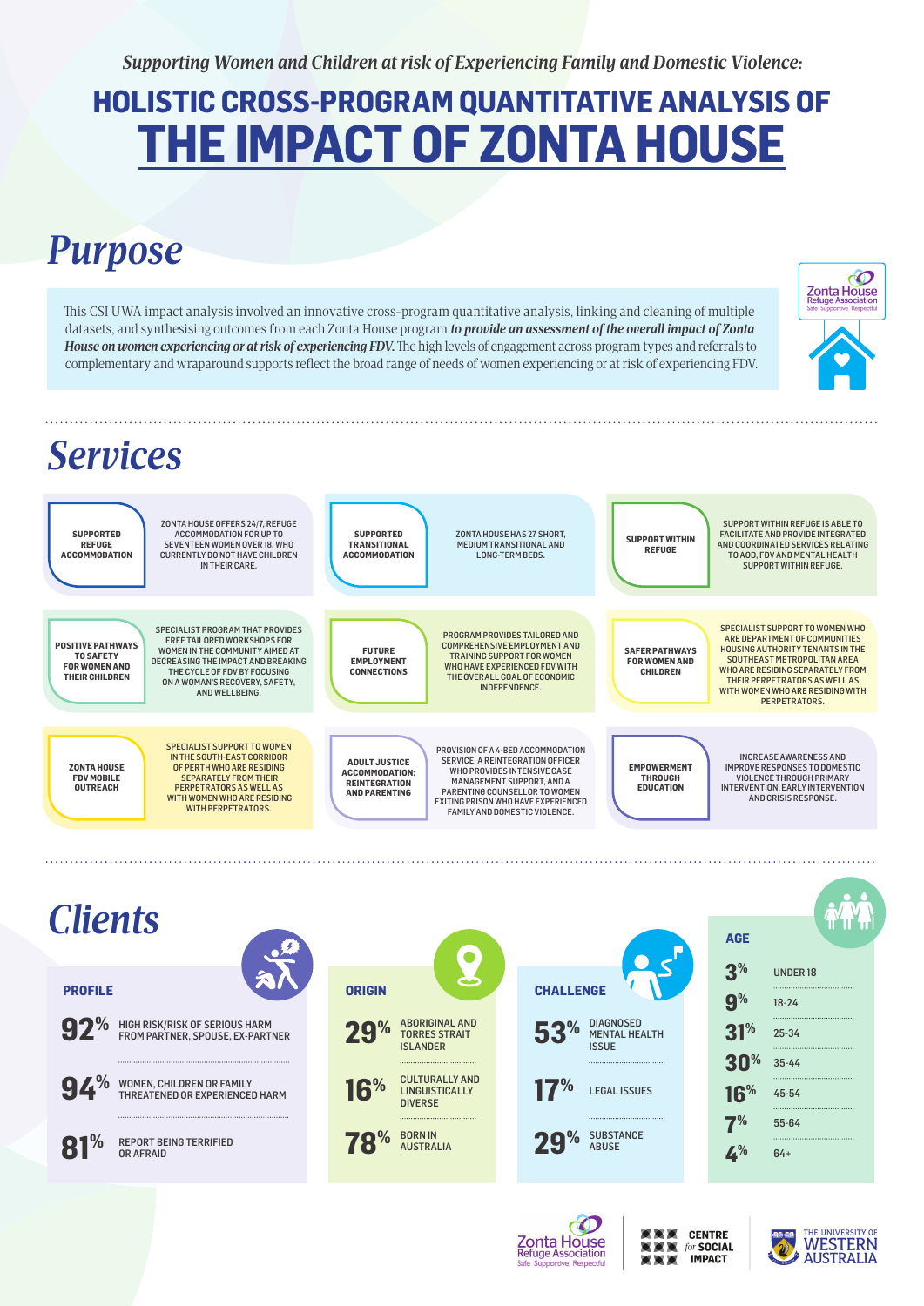*Supporting Women and Children at risk of Experiencing Family and Domestic Violence:*

# HOLISTIC CROSS-PROGRAM QUANTITATIVE ANALYSIS OF THE IMPACT OF ZONTA HOUSE

## Purpose

This CSI UWA impact analysis involved an innovative cross-program quantitative analysis, linking and cleaning of multiple datasets, and synthesising outcomes from each Zonta House program ***to provide an assessment of the overall impact of Zonta House on women experiencing or at risk of experiencing FDV.*** The high levels of engagement across program types and referrals to complementary and wraparound supports reflect the broad range of needs of women experiencing or at risk of experiencing FDV.

## Services

**SUPPORTED REFUGE ACCOMMODATION**
ZONTA HOUSE OFFERS 24/7, REFUGE ACCOMMODATION FOR UP TO SEVENTEEN WOMEN OVER 18, WHO CURRENTLY DO NOT HAVE CHILDREN IN THEIR CARE.

**SUPPORTED TRANSITIONAL ACCOMMODATION**
ZONTA HOUSE HAS 27 SHORT, MEDIUM TRANSITIONAL AND LONG-TERM BEDS.

**SUPPORT WITHIN REFUGE**
SUPPORT WITHIN REFUGE IS ABLE TO FACILITATE AND PROVIDE INTEGRATED AND COORDINATED SERVICES RELATING TO AOD, FDV AND MENTAL HEALTH SUPPORT WITHIN REFUGE.

**POSITIVE PATHWAYS TO SAFETY FOR WOMEN AND THEIR CHILDREN**
SPECIALIST PROGRAM THAT PROVIDES FREE TAILORED WORKSHOPS FOR WOMEN IN THE COMMUNITY AIMED AT DECREASING THE IMPACT AND BREAKING THE CYCLE OF FDV BY FOCUSING ON A WOMAN'S RECOVERY, SAFETY, AND WELLBEING.

**FUTURE EMPLOYMENT CONNECTIONS**
PROGRAM PROVIDES TAILORED AND COMPREHENSIVE EMPLOYMENT AND TRAINING SUPPORT FOR WOMEN WHO HAVE EXPERIENCED FDV WITH THE OVERALL GOAL OF ECONOMIC INDEPENDENCE.

**SAFER PATHWAYS FOR WOMEN AND CHILDREN**
SPECIALIST SUPPORT TO WOMEN WHO ARE DEPARTMENT OF COMMUNITIES HOUSING AUTHORITY TENANTS IN THE SOUTHEAST METROPOLITAN AREA WHO ARE RESIDING SEPARATELY FROM THEIR PERPETRATORS AS WELL AS WITH WOMEN WHO ARE RESIDING WITH PERPETRATORS.

**ZONTA HOUSE FDV MOBILE OUTREACH**
SPECIALIST SUPPORT TO WOMEN IN THE SOUTH-EAST CORRIDOR OF PERTH WHO ARE RESIDING SEPARATELY FROM THEIR PERPETRATORS AS WELL AS WITH WOMEN WHO ARE RESIDING WITH PERPETRATORS.

**ADULT JUSTICE ACCOMMODATION: REINTEGRATION AND PARENTING**
PROVISION OF A 4-BED ACCOMMODATION SERVICE, A REINTEGRATION OFFICER WHO PROVIDES INTENSIVE CASE MANAGEMENT SUPPORT, AND A PARENTING COUNSELLOR TO WOMEN EXITING PRISON WHO HAVE EXPERIENCED FAMILY AND DOMESTIC VIOLENCE.

**EMPOWERMENT THROUGH EDUCATION**
INCREASE AWARENESS AND IMPROVE RESPONSES TO DOMESTIC VIOLENCE THROUGH PRIMARY INTERVENTION, EARLY INTERVENTION AND CRISIS RESPONSE.

## Clients

### PROFILE

- **92%** HIGH RISK/RISK OF SERIOUS HARM FROM PARTNER, SPOUSE, EX-PARTNER
- **94%** WOMEN, CHILDREN OR FAMILY THREATENED OR EXPERIENCED HARM
- **81%** REPORT BEING TERRIFIED OR AFRAID

### ORIGIN

- **29%** ABORIGINAL AND TORRES STRAIT ISLANDER
- **16%** CULTURALLY AND LINGUISTICALLY DIVERSE
- **78%** BORN IN AUSTRALIA

### CHALLENGE

- **53%** DIAGNOSED MENTAL HEALTH ISSUE
- **17%** LEGAL ISSUES
- **29%** SUBSTANCE ABUSE

### AGE

| % | Age |
|---|---|
| 3% | UNDER 18 |
| 9% | 18-24 |
| 31% | 25-34 |
| 30% | 35-44 |
| 16% | 45-54 |
| 7% | 55-64 |
| 4% | 64+ |

Zonta House Refuge Association — Safe Supportive Respectful | Centre for Social Impact | The University of Western Australia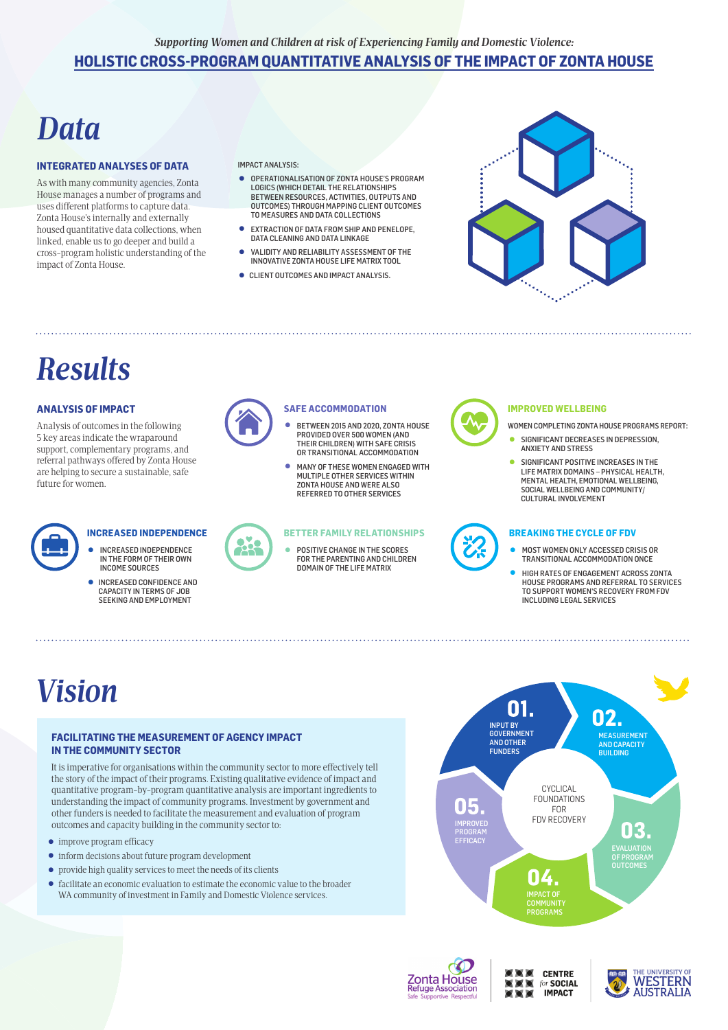*Supporting Women and Children at risk of Experiencing Family and Domestic Violence:*

**HOLISTIC CROSS-PROGRAM QUANTITATIVE ANALYSIS OF THE IMPACT OF ZONTA HOUSE**

# *Data*

### INTEGRATED ANALYSES OF DATA

As with many community agencies, Zonta House manages a number of programs and uses different platforms to capture data. Zonta House's internally and externally housed quantitative data collections, when linked, enable us to go deeper and build a cross-program holistic understanding of the impact of Zonta House.

IMPACT ANALYSIS:

- OPERATIONALISATION OF ZONTA HOUSE'S PROGRAM LOGICS (WHICH DETAIL THE RELATIONSHIPS BETWEEN RESOURCES, ACTIVITIES, OUTPUTS AND OUTCOMES) THROUGH MAPPING CLIENT OUTCOMES TO MEASURES AND DATA COLLECTIONS
- EXTRACTION OF DATA FROM SHIP AND PENELOPE, DATA CLEANING AND DATA LINKAGE
- VALIDITY AND RELIABILITY ASSESSMENT OF THE INNOVATIVE ZONTA HOUSE LIFE MATRIX TOOL
- CLIENT OUTCOMES AND IMPACT ANALYSIS.

# *Results*

### ANALYSIS OF IMPACT

Analysis of outcomes in the following 5 key areas indicate the wraparound support, complementary programs, and referral pathways offered by Zonta House are helping to secure a sustainable, safe future for women.

### SAFE ACCOMMODATION

- BETWEEN 2015 AND 2020, ZONTA HOUSE PROVIDED OVER 500 WOMEN (AND THEIR CHILDREN) WITH SAFE CRISIS OR TRANSITIONAL ACCOMMODATION
- MANY OF THESE WOMEN ENGAGED WITH MULTIPLE OTHER SERVICES WITHIN ZONTA HOUSE AND WERE ALSO REFERRED TO OTHER SERVICES

### IMPROVED WELLBEING

WOMEN COMPLETING ZONTA HOUSE PROGRAMS REPORT:

- SIGNIFICANT DECREASES IN DEPRESSION, ANXIETY AND STRESS
- SIGNIFICANT POSITIVE INCREASES IN THE LIFE MATRIX DOMAINS – PHYSICAL HEALTH, MENTAL HEALTH, EMOTIONAL WELLBEING, SOCIAL WELLBEING AND COMMUNITY/ CULTURAL INVOLVEMENT

### INCREASED INDEPENDENCE

- INCREASED INDEPENDENCE IN THE FORM OF THEIR OWN INCOME SOURCES
- INCREASED CONFIDENCE AND CAPACITY IN TERMS OF JOB SEEKING AND EMPLOYMENT

### BETTER FAMILY RELATIONSHIPS

- POSITIVE CHANGE IN THE SCORES FOR THE PARENTING AND CHILDREN DOMAIN OF THE LIFE MATRIX

### BREAKING THE CYCLE OF FDV

- MOST WOMEN ONLY ACCESSED CRISIS OR TRANSITIONAL ACCOMMODATION ONCE
- HIGH RATES OF ENGAGEMENT ACROSS ZONTA HOUSE PROGRAMS AND REFERRAL TO SERVICES TO SUPPORT WOMEN'S RECOVERY FROM FDV INCLUDING LEGAL SERVICES

# *Vision*

### FACILITATING THE MEASUREMENT OF AGENCY IMPACT IN THE COMMUNITY SECTOR

It is imperative for organisations within the community sector to more effectively tell the story of the impact of their programs. Existing qualitative evidence of impact and quantitative program-by-program quantitative analysis are important ingredients to understanding the impact of community programs. Investment by government and other funders is needed to facilitate the measurement and evaluation of program outcomes and capacity building in the community sector to:

- improve program efficacy
- inform decisions about future program development
- provide high quality services to meet the needs of its clients
- facilitate an economic evaluation to estimate the economic value to the broader WA community of investment in Family and Domestic Violence services.

CYCLICAL FOUNDATIONS FOR FDV RECOVERY

01. INPUT BY GOVERNMENT AND OTHER FUNDERS

02. MEASUREMENT AND CAPACITY BUILDING

03. EVALUATION OF PROGRAM OUTCOMES

04. IMPACT OF COMMUNITY PROGRAMS

05. IMPROVED PROGRAM EFFICACY

Zonta House Refuge Association — Safe Supportive Respectful

CENTRE *for* SOCIAL IMPACT

THE UNIVERSITY OF WESTERN AUSTRALIA